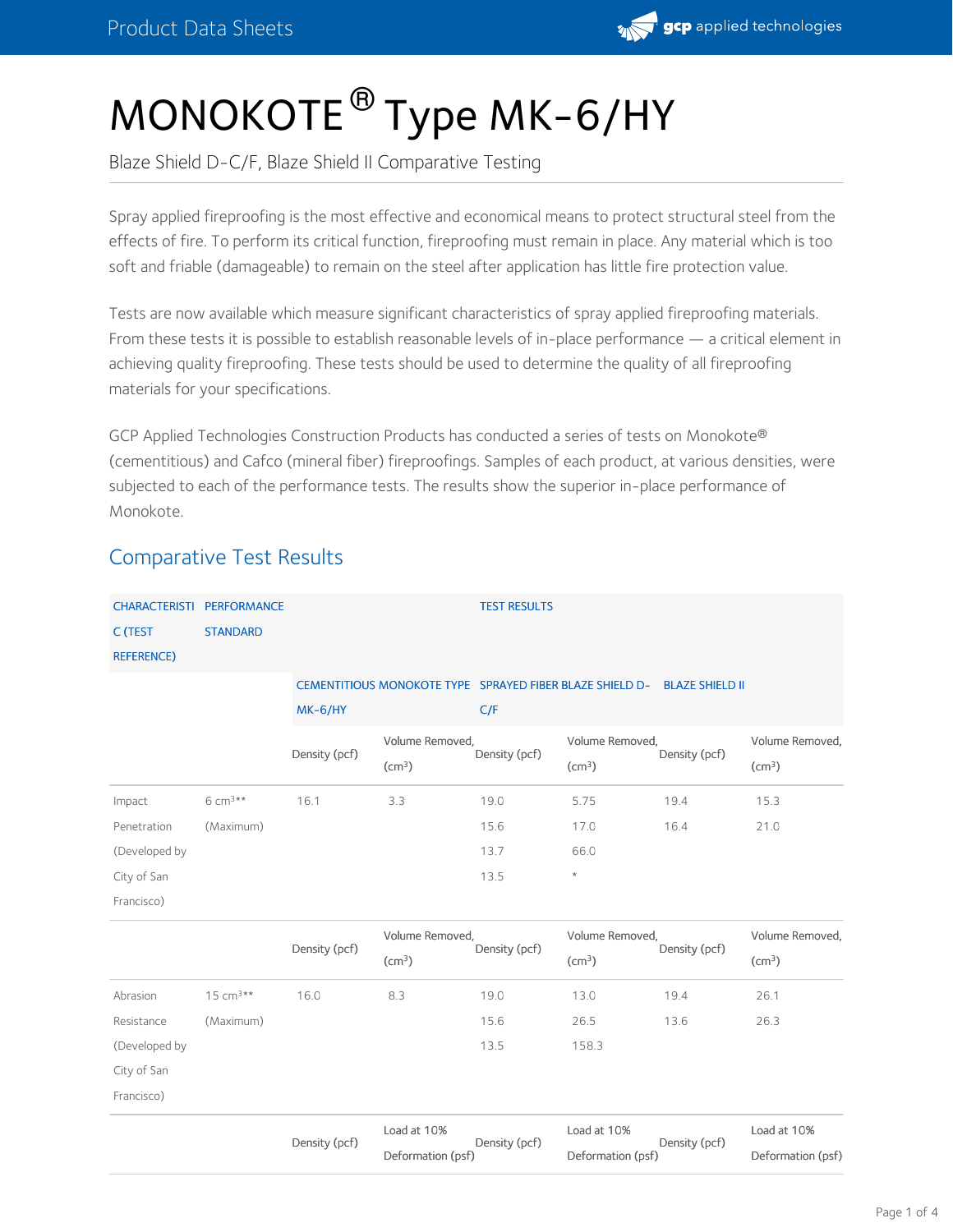# MONOKOTE® Type MK-6/HY

Blaze Shield D-C/F, Blaze Shield II Comparative Testing

Spray applied fireproofing is the most effective and economical means to protect structural steel from the effects of fire. To perform its critical function, fireproofing must remain in place. Any material which is too soft and friable (damageable) to remain on the steel after application has little fire protection value.

Tests are now available which measure significant characteristics of spray applied fireproofing materials. From these tests it is possible to establish reasonable levels of in-place performance — a critical element in achieving quality fireproofing. These tests should be used to determine the quality of all fireproofing materials for your specifications.

GCP Applied Technologies Construction Products has conducted a series of tests on Monokote® (cementitious) and Cafco (mineral fiber) fireproofings. Samples of each product, at various densities, were subjected to each of the performance tests. The results show the superior in-place performance of Monokote.

## Comparative Test Results

| CHARACTERISTIC (TEST REFERENCE) | PERFORMANCE STANDARD | TEST RESULTS | | | | | |
|---|---|---|---|---|---|---|---|
| | | CEMENTITIOUS MONOKOTE TYPE MK-6/HY | | SPRAYED FIBER BLAZE SHIELD D-C/F | | BLAZE SHIELD II | |
| | | Density (pcf) | Volume Removed, ($cm^3$) | Density (pcf) | Volume Removed, ($cm^3$) | Density (pcf) | Volume Removed, ($cm^3$) |
| Impact Penetration (Developed by City of San Francisco) | 6 $cm^3$** (Maximum) | 16.1 | 3.3 | 19.0<br>15.6<br>13.7<br>13.5 | 5.75<br>17.0<br>66.0<br>* | 19.4<br>16.4 | 15.3<br>21.0 |
| | | Density (pcf) | Volume Removed, ($cm^3$) | Density (pcf) | Volume Removed, ($cm^3$) | Density (pcf) | Volume Removed, ($cm^3$) |
| Abrasion Resistance (Developed by City of San Francisco) | 15 $cm^3$** (Maximum) | 16.0 | 8.3 | 19.0<br>15.6<br>13.5 | 13.0<br>26.5<br>158.3 | 19.4<br>13.6 | 26.1<br>26.3 |
| | | Density (pcf) | Load at 10% Deformation (psf) | Density (pcf) | Load at 10% Deformation (psf) | Density (pcf) | Load at 10% Deformation (psf) |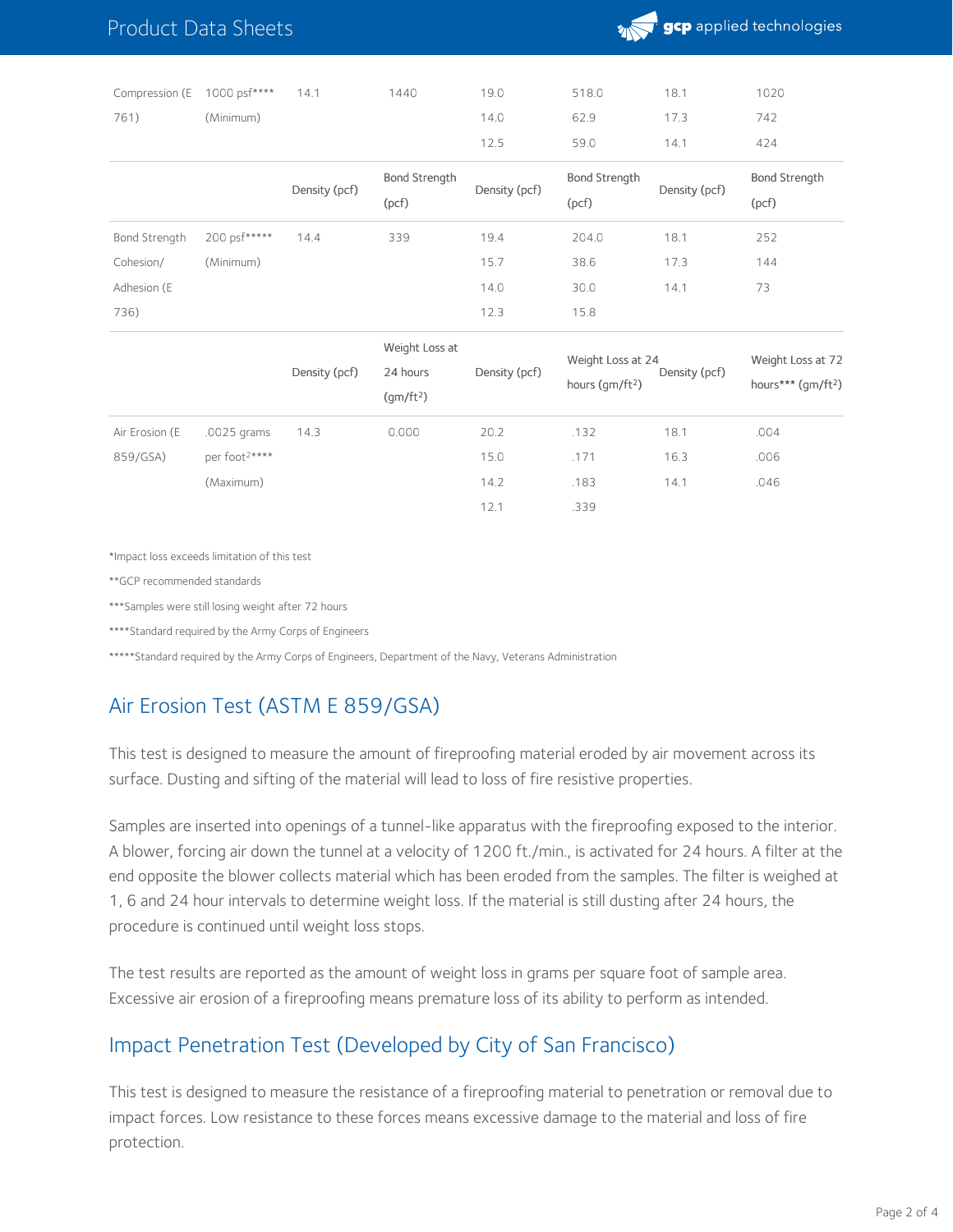| | | | | | | | |
|---|---|---|---|---|---|---|---|
| Compression (E 761) | 1000 psf**** (Minimum) | 14.1 | 1440 | 19.0 | 518.0 | 18.1 | 1020 |
| | | | | 14.0 | 62.9 | 17.3 | 742 |
| | | | | 12.5 | 59.0 | 14.1 | 424 |
| | | Density (pcf) | Bond Strength (pcf) | Density (pcf) | Bond Strength (pcf) | Density (pcf) | Bond Strength (pcf) |
| Bond Strength Cohesion/ Adhesion (E 736) | 200 psf***** (Minimum) | 14.4 | 339 | 19.4 | 204.0 | 18.1 | 252 |
| | | | | 15.7 | 38.6 | 17.3 | 144 |
| | | | | 14.0 | 30.0 | 14.1 | 73 |
| | | | | 12.3 | 15.8 | | |
| | | Density (pcf) | Weight Loss at 24 hours ($gm/ft^2$) | Density (pcf) | Weight Loss at 24 hours ($gm/ft^2$) | Density (pcf) | Weight Loss at 72 hours*** ($gm/ft^2$) |
| Air Erosion (E 859/GSA) | .0025 grams per $foot^2$**** (Maximum) | 14.3 | 0.000 | 20.2 | .132 | 18.1 | .004 |
| | | | | 15.0 | .171 | 16.3 | .006 |
| | | | | 14.2 | .183 | 14.1 | .046 |
| | | | | 12.1 | .339 | | |

*Impact loss exceeds limitation of this test

**GCP recommended standards

***Samples were still losing weight after 72 hours

****Standard required by the Army Corps of Engineers

*****Standard required by the Army Corps of Engineers, Department of the Navy, Veterans Administration

## Air Erosion Test (ASTM E 859/GSA)

This test is designed to measure the amount of fireproofing material eroded by air movement across its surface. Dusting and sifting of the material will lead to loss of fire resistive properties.

Samples are inserted into openings of a tunnel-like apparatus with the fireproofing exposed to the interior. A blower, forcing air down the tunnel at a velocity of 1200 ft./min., is activated for 24 hours. A filter at the end opposite the blower collects material which has been eroded from the samples. The filter is weighed at 1, 6 and 24 hour intervals to determine weight loss. If the material is still dusting after 24 hours, the procedure is continued until weight loss stops.

The test results are reported as the amount of weight loss in grams per square foot of sample area. Excessive air erosion of a fireproofing means premature loss of its ability to perform as intended.

## Impact Penetration Test (Developed by City of San Francisco)

This test is designed to measure the resistance of a fireproofing material to penetration or removal due to impact forces. Low resistance to these forces means excessive damage to the material and loss of fire protection.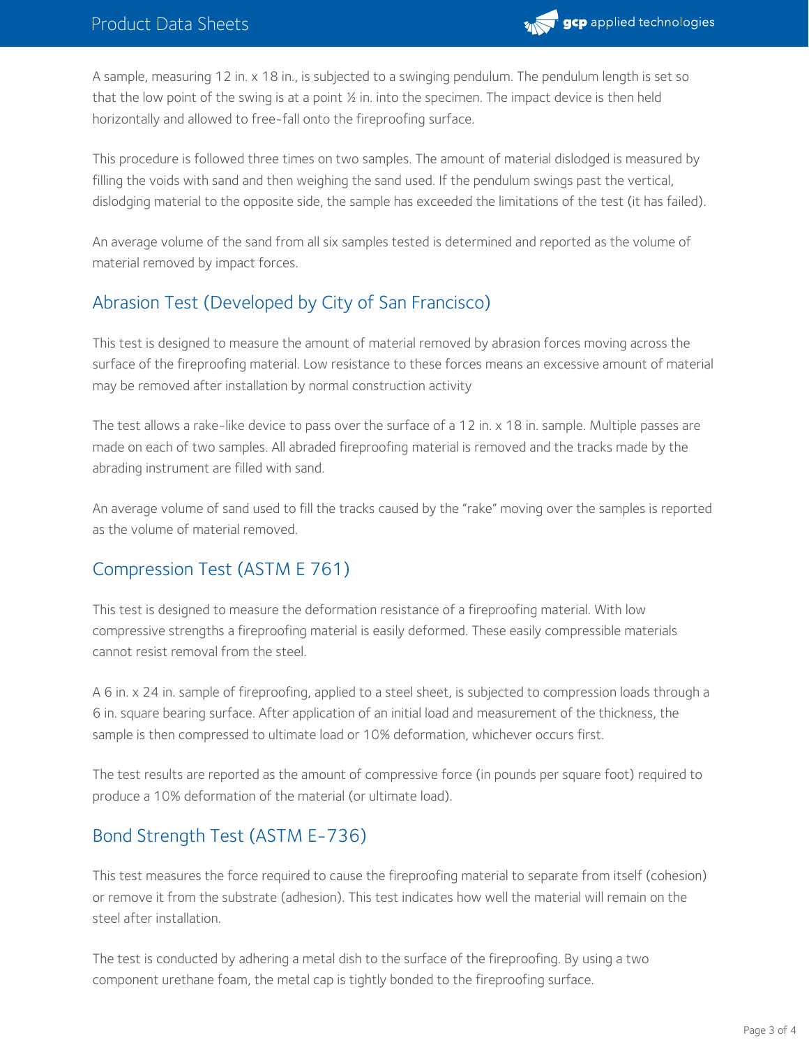A sample, measuring 12 in. x 18 in., is subjected to a swinging pendulum. The pendulum length is set so that the low point of the swing is at a point ½ in. into the specimen. The impact device is then held horizontally and allowed to free-fall onto the fireproofing surface.

This procedure is followed three times on two samples. The amount of material dislodged is measured by filling the voids with sand and then weighing the sand used. If the pendulum swings past the vertical, dislodging material to the opposite side, the sample has exceeded the limitations of the test (it has failed).

An average volume of the sand from all six samples tested is determined and reported as the volume of material removed by impact forces.

## Abrasion Test (Developed by City of San Francisco)

This test is designed to measure the amount of material removed by abrasion forces moving across the surface of the fireproofing material. Low resistance to these forces means an excessive amount of material may be removed after installation by normal construction activity

The test allows a rake-like device to pass over the surface of a 12 in. x 18 in. sample. Multiple passes are made on each of two samples. All abraded fireproofing material is removed and the tracks made by the abrading instrument are filled with sand.

An average volume of sand used to fill the tracks caused by the "rake" moving over the samples is reported as the volume of material removed.

## Compression Test (ASTM E 761)

This test is designed to measure the deformation resistance of a fireproofing material. With low compressive strengths a fireproofing material is easily deformed. These easily compressible materials cannot resist removal from the steel.

A 6 in. x 24 in. sample of fireproofing, applied to a steel sheet, is subjected to compression loads through a 6 in. square bearing surface. After application of an initial load and measurement of the thickness, the sample is then compressed to ultimate load or 10% deformation, whichever occurs first.

The test results are reported as the amount of compressive force (in pounds per square foot) required to produce a 10% deformation of the material (or ultimate load).

## Bond Strength Test (ASTM E-736)

This test measures the force required to cause the fireproofing material to separate from itself (cohesion) or remove it from the substrate (adhesion). This test indicates how well the material will remain on the steel after installation.

The test is conducted by adhering a metal dish to the surface of the fireproofing. By using a two component urethane foam, the metal cap is tightly bonded to the fireproofing surface.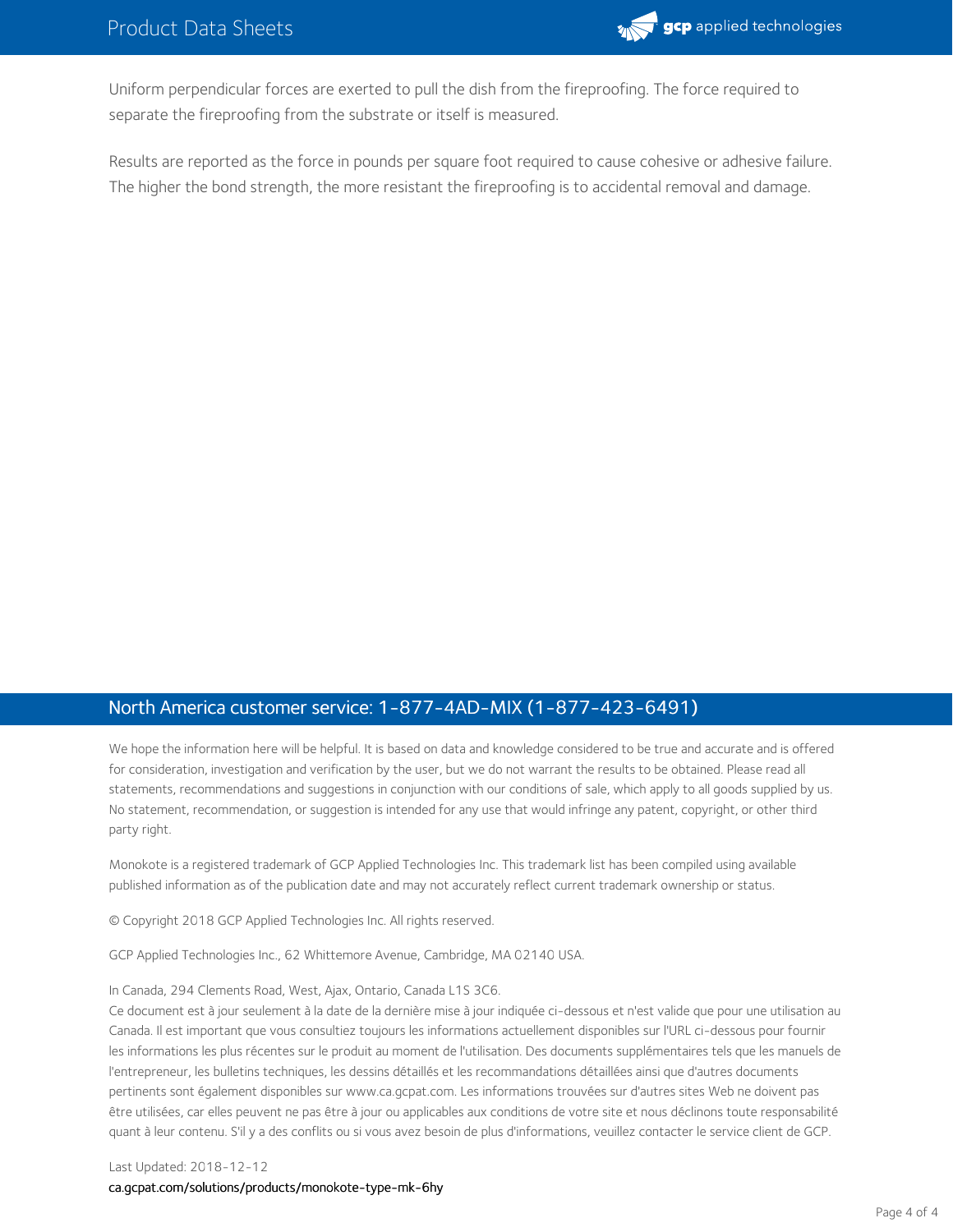Uniform perpendicular forces are exerted to pull the dish from the fireproofing. The force required to separate the fireproofing from the substrate or itself is measured.

Results are reported as the force in pounds per square foot required to cause cohesive or adhesive failure. The higher the bond strength, the more resistant the fireproofing is to accidental removal and damage.

## North America customer service: 1-877-4AD-MIX (1-877-423-6491)

We hope the information here will be helpful. It is based on data and knowledge considered to be true and accurate and is offered for consideration, investigation and verification by the user, but we do not warrant the results to be obtained. Please read all statements, recommendations and suggestions in conjunction with our conditions of sale, which apply to all goods supplied by us. No statement, recommendation, or suggestion is intended for any use that would infringe any patent, copyright, or other third party right.

Monokote is a registered trademark of GCP Applied Technologies Inc. This trademark list has been compiled using available published information as of the publication date and may not accurately reflect current trademark ownership or status.

© Copyright 2018 GCP Applied Technologies Inc. All rights reserved.

GCP Applied Technologies Inc., 62 Whittemore Avenue, Cambridge, MA 02140 USA.

In Canada, 294 Clements Road, West, Ajax, Ontario, Canada L1S 3C6.
Ce document est à jour seulement à la date de la dernière mise à jour indiquée ci-dessous et n'est valide que pour une utilisation au Canada. Il est important que vous consultiez toujours les informations actuellement disponibles sur l'URL ci-dessous pour fournir les informations les plus récentes sur le produit au moment de l'utilisation. Des documents supplémentaires tels que les manuels de l'entrepreneur, les bulletins techniques, les dessins détaillés et les recommandations détaillées ainsi que d'autres documents pertinents sont également disponibles sur www.ca.gcpat.com. Les informations trouvées sur d'autres sites Web ne doivent pas être utilisées, car elles peuvent ne pas être à jour ou applicables aux conditions de votre site et nous déclinons toute responsabilité quant à leur contenu. S'il y a des conflits ou si vous avez besoin de plus d'informations, veuillez contacter le service client de GCP.

Last Updated: 2018-12-12
ca.gcpat.com/solutions/products/monokote-type-mk-6hy